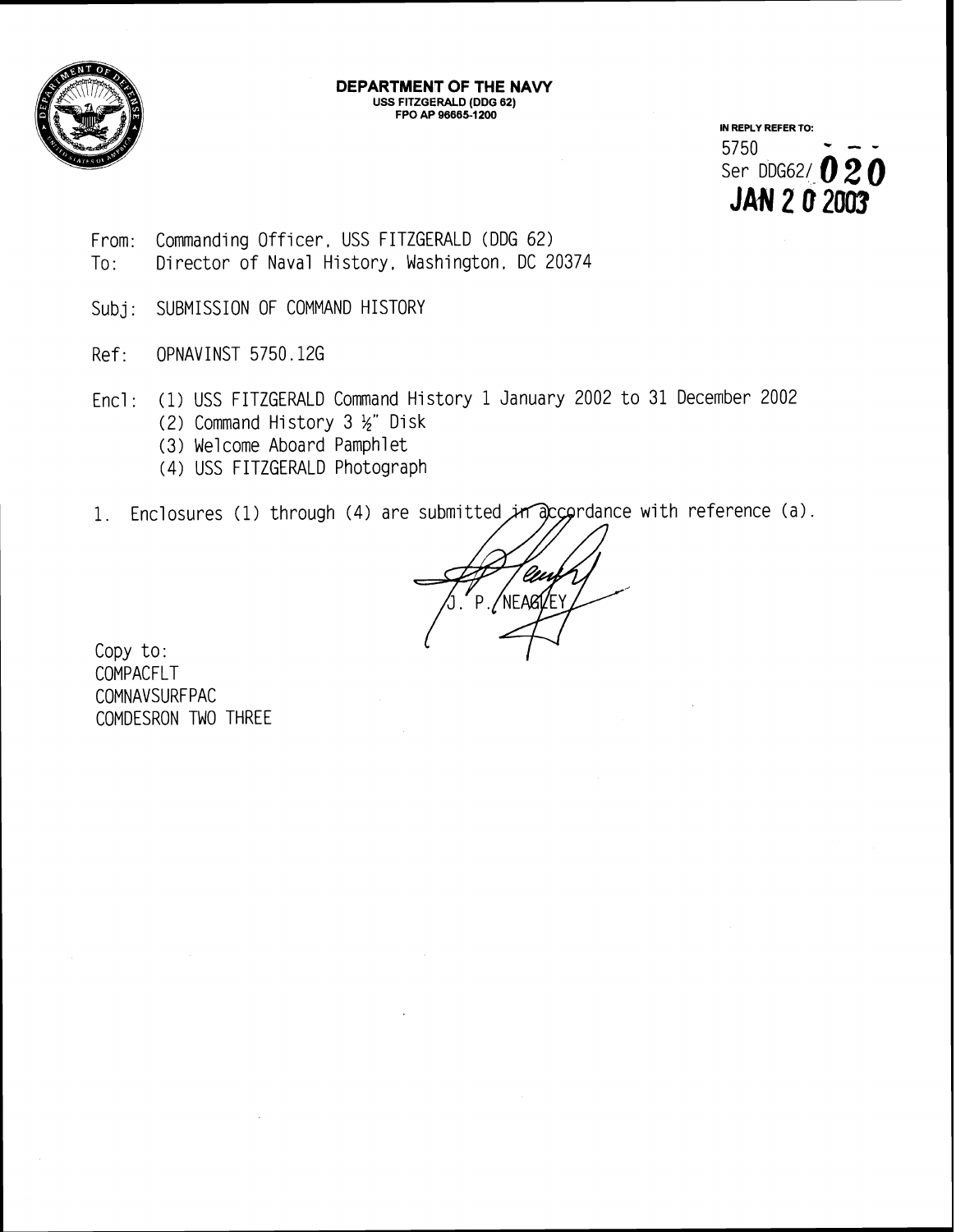**DEPARTMENT OF THE NAVY**
**USS FITZGERALD (DDG 62)**
**FPO AP 96665-1200**

IN REPLY REFER TO:
5750
Ser DDG62/ **020**
**JAN 20 2003**

From: Commanding Officer, USS FITZGERALD (DDG 62)
To: Director of Naval History, Washington, DC 20374

Subj: SUBMISSION OF COMMAND HISTORY

Ref: OPNAVINST 5750.12G

Encl: (1) USS FITZGERALD Command History 1 January 2002 to 31 December 2002
(2) Command History 3 ½" Disk
(3) Welcome Aboard Pamphlet
(4) USS FITZGERALD Photograph

1. Enclosures (1) through (4) are submitted in accordance with reference (a).

J. P. NEAGLEY

Copy to:
COMPACFLT
COMNAVSURFPAC
COMDESRON TWO THREE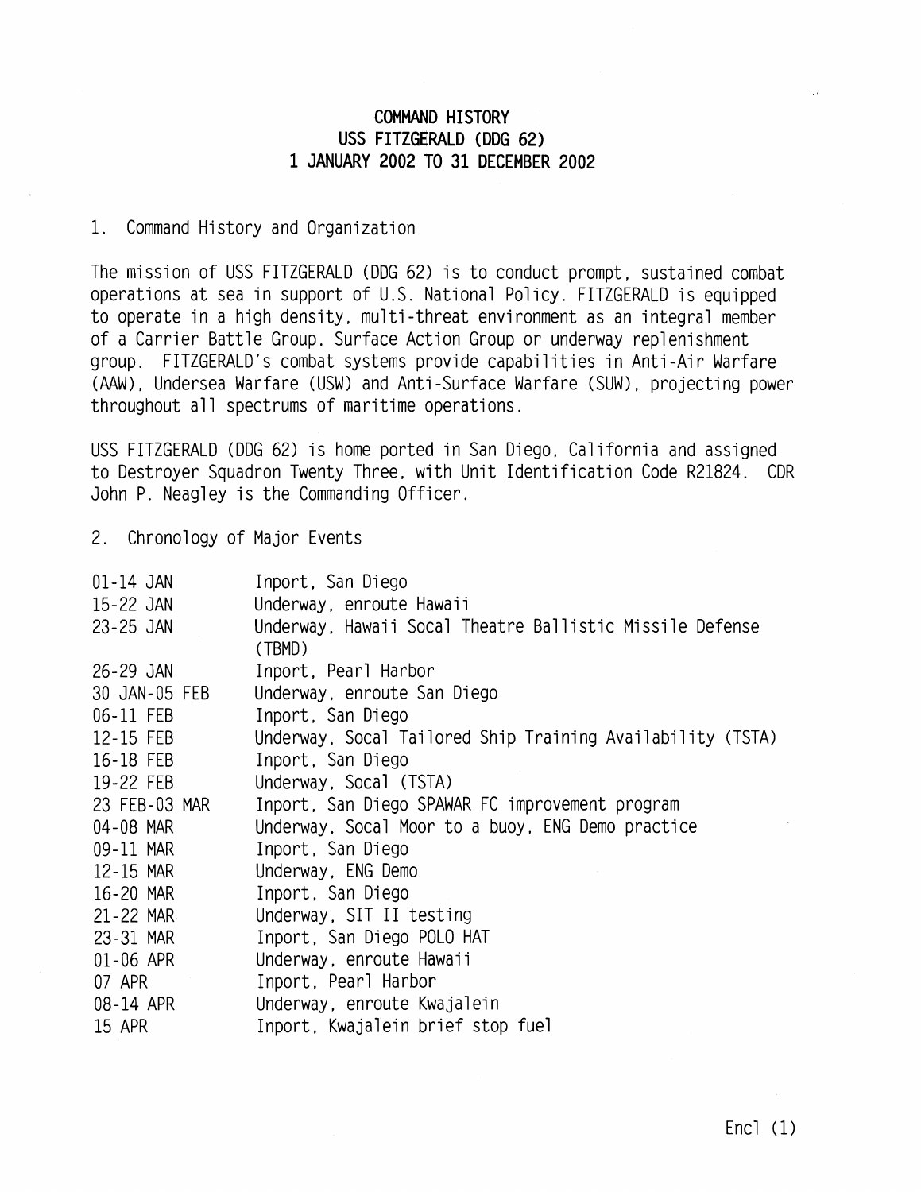# COMMAND HISTORY
# USS FITZGERALD (DDG 62)
# 1 JANUARY 2002 TO 31 DECEMBER 2002

1. Command History and Organization

The mission of USS FITZGERALD (DDG 62) is to conduct prompt, sustained combat operations at sea in support of U.S. National Policy. FITZGERALD is equipped to operate in a high density, multi-threat environment as an integral member of a Carrier Battle Group, Surface Action Group or underway replenishment group. FITZGERALD's combat systems provide capabilities in Anti-Air Warfare (AAW), Undersea Warfare (USW) and Anti-Surface Warfare (SUW), projecting power throughout all spectrums of maritime operations.

USS FITZGERALD (DDG 62) is home ported in San Diego, California and assigned to Destroyer Squadron Twenty Three, with Unit Identification Code R21824. CDR John P. Neagley is the Commanding Officer.

2. Chronology of Major Events

| | |
|---|---|
| 01-14 JAN | Inport, San Diego |
| 15-22 JAN | Underway, enroute Hawaii |
| 23-25 JAN | Underway, Hawaii Socal Theatre Ballistic Missile Defense (TBMD) |
| 26-29 JAN | Inport, Pearl Harbor |
| 30 JAN-05 FEB | Underway, enroute San Diego |
| 06-11 FEB | Inport, San Diego |
| 12-15 FEB | Underway, Socal Tailored Ship Training Availability (TSTA) |
| 16-18 FEB | Inport, San Diego |
| 19-22 FEB | Underway, Socal (TSTA) |
| 23 FEB-03 MAR | Inport, San Diego SPAWAR FC improvement program |
| 04-08 MAR | Underway, Socal Moor to a buoy, ENG Demo practice |
| 09-11 MAR | Inport, San Diego |
| 12-15 MAR | Underway, ENG Demo |
| 16-20 MAR | Inport, San Diego |
| 21-22 MAR | Underway, SIT II testing |
| 23-31 MAR | Inport, San Diego POLO HAT |
| 01-06 APR | Underway, enroute Hawaii |
| 07 APR | Inport, Pearl Harbor |
| 08-14 APR | Underway, enroute Kwajalein |
| 15 APR | Inport, Kwajalein brief stop fuel |

Encl (1)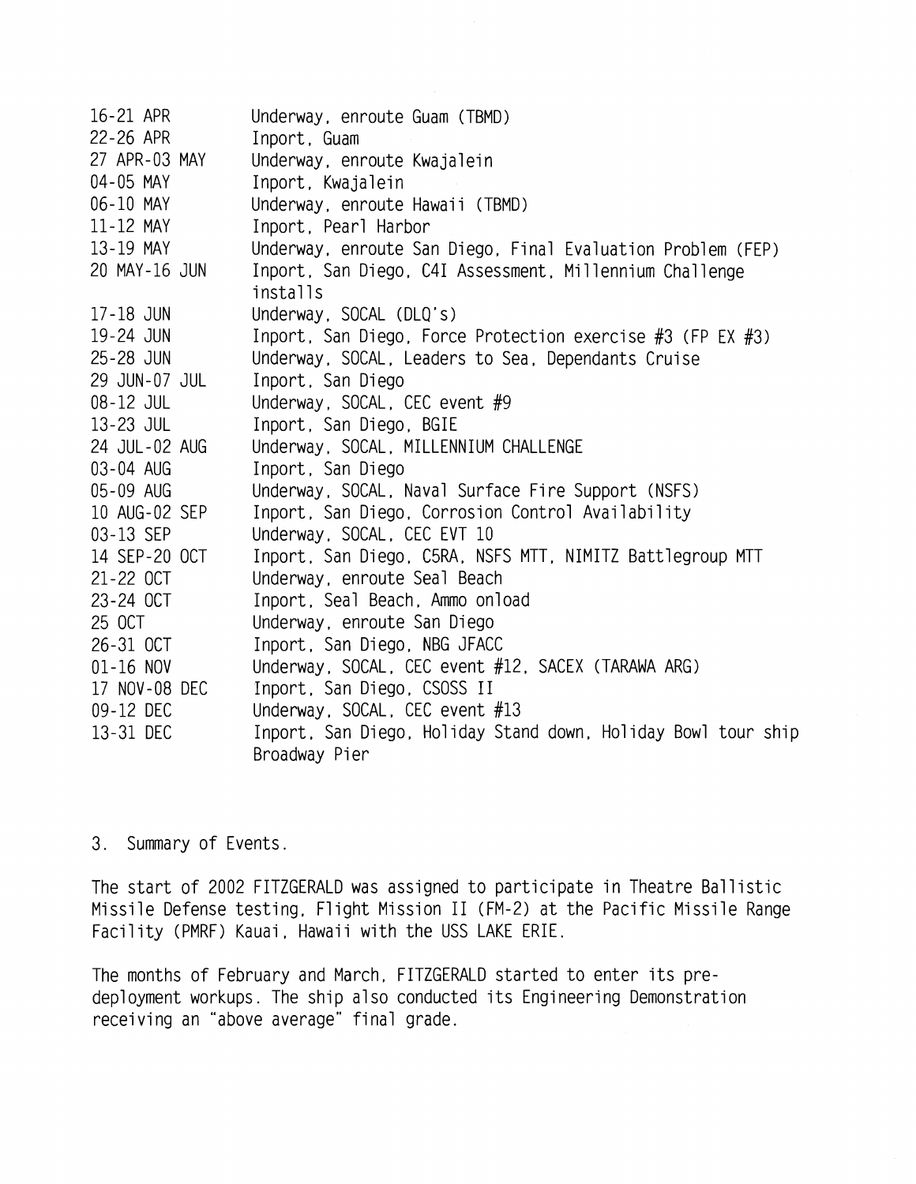| | |
|---|---|
| 16-21 APR | Underway, enroute Guam (TBMD) |
| 22-26 APR | Inport, Guam |
| 27 APR-03 MAY | Underway, enroute Kwajalein |
| 04-05 MAY | Inport, Kwajalein |
| 06-10 MAY | Underway, enroute Hawaii (TBMD) |
| 11-12 MAY | Inport, Pearl Harbor |
| 13-19 MAY | Underway, enroute San Diego, Final Evaluation Problem (FEP) |
| 20 MAY-16 JUN | Inport, San Diego, C4I Assessment, Millennium Challenge installs |
| 17-18 JUN | Underway, SOCAL (DLQ's) |
| 19-24 JUN | Inport, San Diego, Force Protection exercise #3 (FP EX #3) |
| 25-28 JUN | Underway, SOCAL, Leaders to Sea, Dependants Cruise |
| 29 JUN-07 JUL | Inport, San Diego |
| 08-12 JUL | Underway, SOCAL, CEC event #9 |
| 13-23 JUL | Inport, San Diego, BGIE |
| 24 JUL-02 AUG | Underway, SOCAL, MILLENNIUM CHALLENGE |
| 03-04 AUG | Inport, San Diego |
| 05-09 AUG | Underway, SOCAL, Naval Surface Fire Support (NSFS) |
| 10 AUG-02 SEP | Inport, San Diego, Corrosion Control Availability |
| 03-13 SEP | Underway, SOCAL, CEC EVT 10 |
| 14 SEP-20 OCT | Inport, San Diego, C5RA, NSFS MTT, NIMITZ Battlegroup MTT |
| 21-22 OCT | Underway, enroute Seal Beach |
| 23-24 OCT | Inport, Seal Beach, Ammo onload |
| 25 OCT | Underway, enroute San Diego |
| 26-31 OCT | Inport, San Diego, NBG JFACC |
| 01-16 NOV | Underway, SOCAL, CEC event #12, SACEX (TARAWA ARG) |
| 17 NOV-08 DEC | Inport, San Diego, CSOSS II |
| 09-12 DEC | Underway, SOCAL, CEC event #13 |
| 13-31 DEC | Inport, San Diego, Holiday Stand down, Holiday Bowl tour ship Broadway Pier |

3. Summary of Events.

The start of 2002 FITZGERALD was assigned to participate in Theatre Ballistic Missile Defense testing, Flight Mission II (FM-2) at the Pacific Missile Range Facility (PMRF) Kauai, Hawaii with the USS LAKE ERIE.

The months of February and March, FITZGERALD started to enter its pre-deployment workups. The ship also conducted its Engineering Demonstration receiving an "above average" final grade.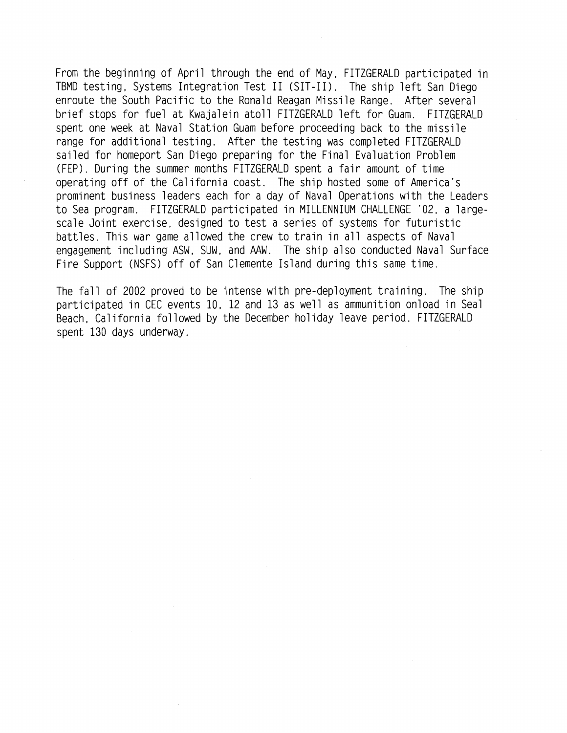From the beginning of April through the end of May, FITZGERALD participated in TBMD testing, Systems Integration Test II (SIT-II). The ship left San Diego enroute the South Pacific to the Ronald Reagan Missile Range. After several brief stops for fuel at Kwajalein atoll FITZGERALD left for Guam. FITZGERALD spent one week at Naval Station Guam before proceeding back to the missile range for additional testing. After the testing was completed FITZGERALD sailed for homeport San Diego preparing for the Final Evaluation Problem (FEP). During the summer months FITZGERALD spent a fair amount of time operating off of the California coast. The ship hosted some of America's prominent business leaders each for a day of Naval Operations with the Leaders to Sea program. FITZGERALD participated in MILLENNIUM CHALLENGE '02, a large-scale Joint exercise, designed to test a series of systems for futuristic battles. This war game allowed the crew to train in all aspects of Naval engagement including ASW, SUW, and AAW. The ship also conducted Naval Surface Fire Support (NSFS) off of San Clemente Island during this same time.

The fall of 2002 proved to be intense with pre-deployment training. The ship participated in CEC events 10, 12 and 13 as well as ammunition onload in Seal Beach, California followed by the December holiday leave period. FITZGERALD spent 130 days underway.